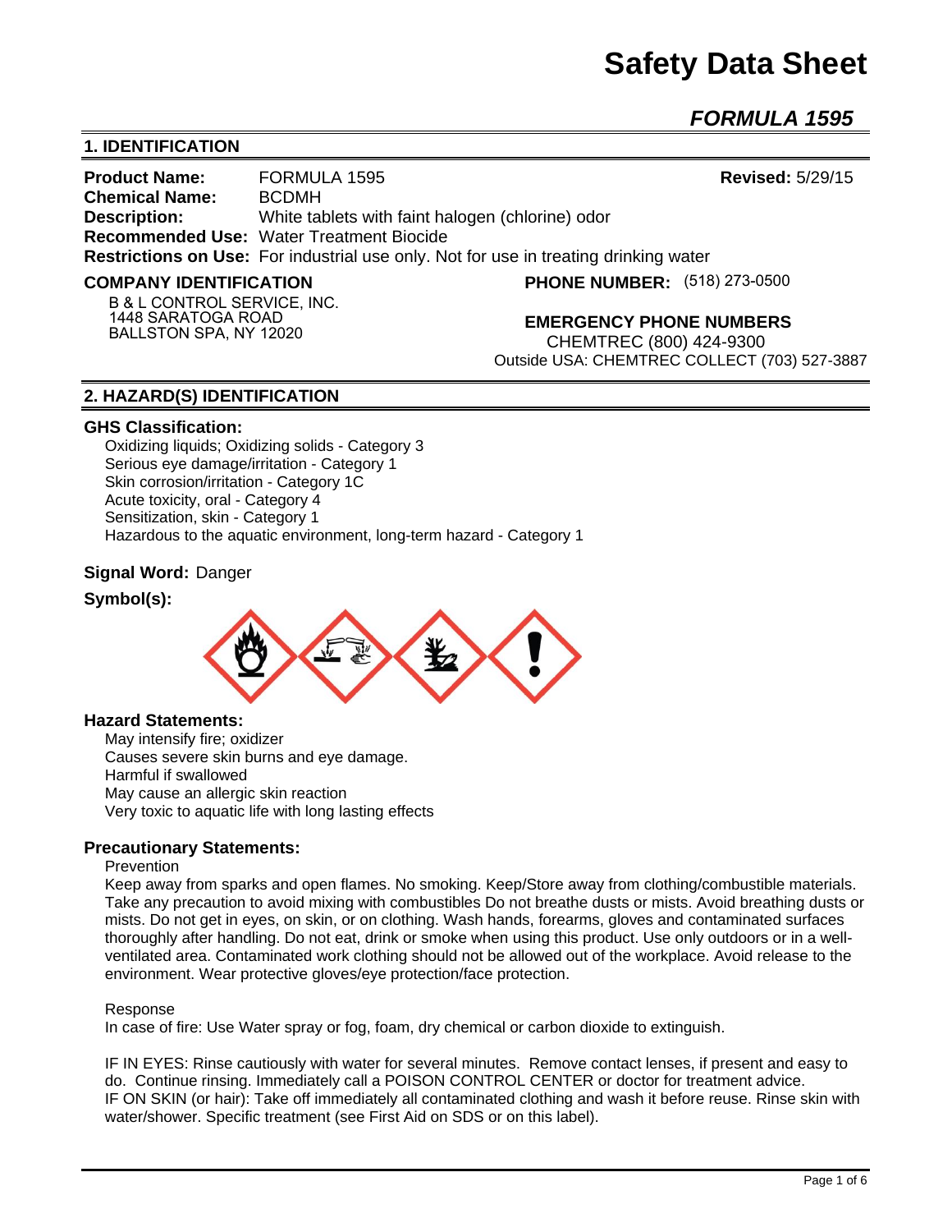# Safety Data Sheet

## *FORMULA 1595*

## 1. IDENTIFICATION

**Product Name:** FORMULA 1595 **Revised:** 5/29/15
**Chemical Name:** BCDMH
**Description:** White tablets with faint halogen (chlorine) odor
**Recommended Use:** Water Treatment Biocide
**Restrictions on Use:** For industrial use only. Not for use in treating drinking water

**COMPANY IDENTIFICATION**

B & L CONTROL SERVICE, INC.
1448 SARATOGA ROAD
BALLSTON SPA, NY 12020

**PHONE NUMBER:** (518) 273-0500

**EMERGENCY PHONE NUMBERS**

CHEMTREC (800) 424-9300
Outside USA: CHEMTREC COLLECT (703) 527-3887

## 2. HAZARD(S) IDENTIFICATION

### GHS Classification:

Oxidizing liquids; Oxidizing solids - Category 3
Serious eye damage/irritation - Category 1
Skin corrosion/irritation - Category 1C
Acute toxicity, oral - Category 4
Sensitization, skin - Category 1
Hazardous to the aquatic environment, long-term hazard - Category 1

**Signal Word:** Danger

**Symbol(s):**

### Hazard Statements:

May intensify fire; oxidizer
Causes severe skin burns and eye damage.
Harmful if swallowed
May cause an allergic skin reaction
Very toxic to aquatic life with long lasting effects

### Precautionary Statements:

Prevention

Keep away from sparks and open flames. No smoking. Keep/Store away from clothing/combustible materials. Take any precaution to avoid mixing with combustibles Do not breathe dusts or mists. Avoid breathing dusts or mists. Do not get in eyes, on skin, or on clothing. Wash hands, forearms, gloves and contaminated surfaces thoroughly after handling. Do not eat, drink or smoke when using this product. Use only outdoors or in a well-ventilated area. Contaminated work clothing should not be allowed out of the workplace. Avoid release to the environment. Wear protective gloves/eye protection/face protection.

Response

In case of fire: Use Water spray or fog, foam, dry chemical or carbon dioxide to extinguish.

IF IN EYES: Rinse cautiously with water for several minutes. Remove contact lenses, if present and easy to do. Continue rinsing. Immediately call a POISON CONTROL CENTER or doctor for treatment advice.
IF ON SKIN (or hair): Take off immediately all contaminated clothing and wash it before reuse. Rinse skin with water/shower. Specific treatment (see First Aid on SDS or on this label).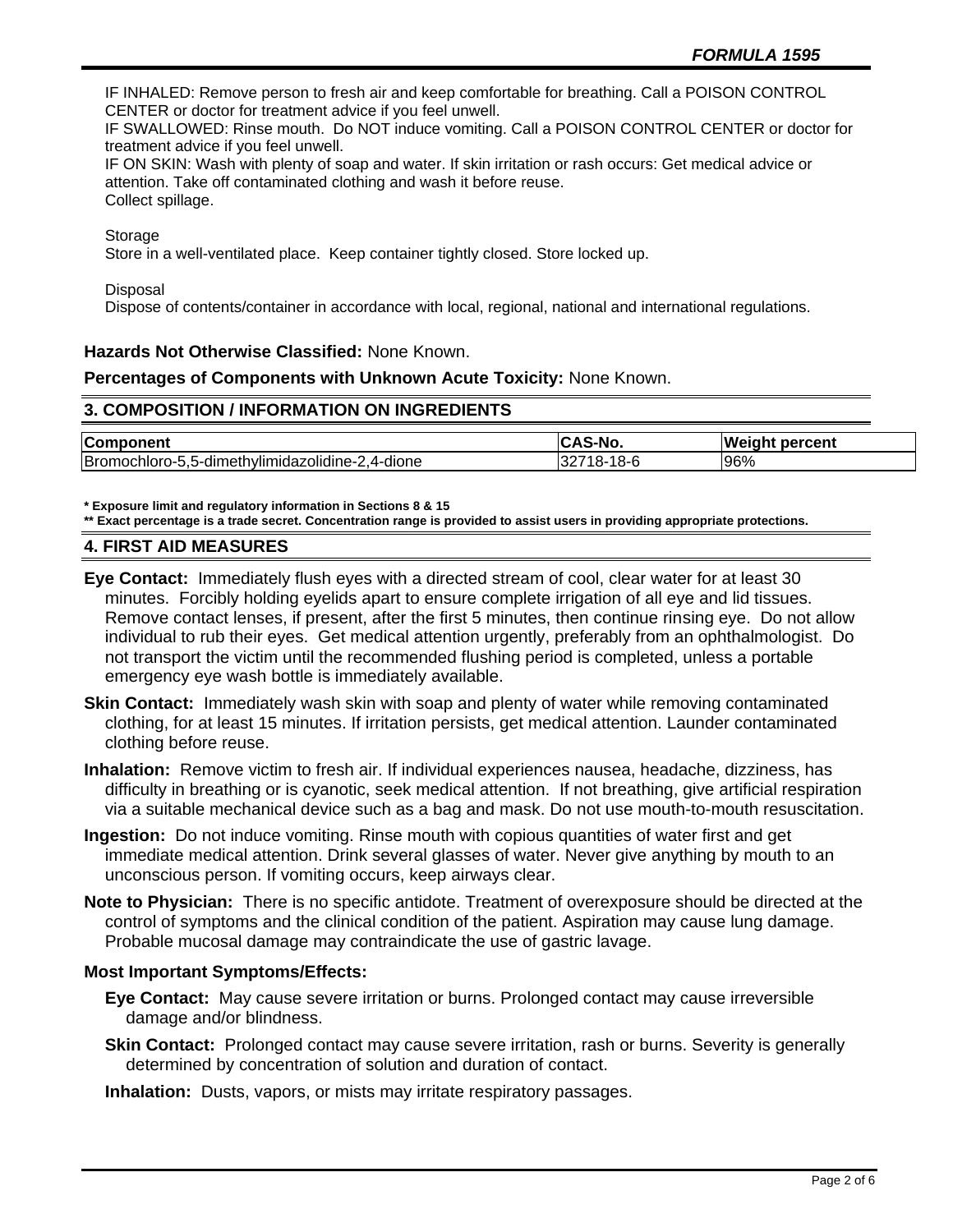IF INHALED: Remove person to fresh air and keep comfortable for breathing. Call a POISON CONTROL CENTER or doctor for treatment advice if you feel unwell.
IF SWALLOWED: Rinse mouth. Do NOT induce vomiting. Call a POISON CONTROL CENTER or doctor for treatment advice if you feel unwell.
IF ON SKIN: Wash with plenty of soap and water. If skin irritation or rash occurs: Get medical advice or attention. Take off contaminated clothing and wash it before reuse.
Collect spillage.

Storage
Store in a well-ventilated place. Keep container tightly closed. Store locked up.

Disposal
Dispose of contents/container in accordance with local, regional, national and international regulations.

**Hazards Not Otherwise Classified:** None Known.

**Percentages of Components with Unknown Acute Toxicity:** None Known.

## 3. COMPOSITION / INFORMATION ON INGREDIENTS

| Component | CAS-No. | Weight percent |
|---|---|---|
| Bromochloro-5,5-dimethylimidazolidine-2,4-dione | 32718-18-6 | 96% |

**\* Exposure limit and regulatory information in Sections 8 & 15**
**\*\* Exact percentage is a trade secret. Concentration range is provided to assist users in providing appropriate protections.**

## 4. FIRST AID MEASURES

**Eye Contact:** Immediately flush eyes with a directed stream of cool, clear water for at least 30 minutes. Forcibly holding eyelids apart to ensure complete irrigation of all eye and lid tissues. Remove contact lenses, if present, after the first 5 minutes, then continue rinsing eye. Do not allow individual to rub their eyes. Get medical attention urgently, preferably from an ophthalmologist. Do not transport the victim until the recommended flushing period is completed, unless a portable emergency eye wash bottle is immediately available.

**Skin Contact:** Immediately wash skin with soap and plenty of water while removing contaminated clothing, for at least 15 minutes. If irritation persists, get medical attention. Launder contaminated clothing before reuse.

**Inhalation:** Remove victim to fresh air. If individual experiences nausea, headache, dizziness, has difficulty in breathing or is cyanotic, seek medical attention. If not breathing, give artificial respiration via a suitable mechanical device such as a bag and mask. Do not use mouth-to-mouth resuscitation.

**Ingestion:** Do not induce vomiting. Rinse mouth with copious quantities of water first and get immediate medical attention. Drink several glasses of water. Never give anything by mouth to an unconscious person. If vomiting occurs, keep airways clear.

**Note to Physician:** There is no specific antidote. Treatment of overexposure should be directed at the control of symptoms and the clinical condition of the patient. Aspiration may cause lung damage. Probable mucosal damage may contraindicate the use of gastric lavage.

**Most Important Symptoms/Effects:**

**Eye Contact:** May cause severe irritation or burns. Prolonged contact may cause irreversible damage and/or blindness.

**Skin Contact:** Prolonged contact may cause severe irritation, rash or burns. Severity is generally determined by concentration of solution and duration of contact.

**Inhalation:** Dusts, vapors, or mists may irritate respiratory passages.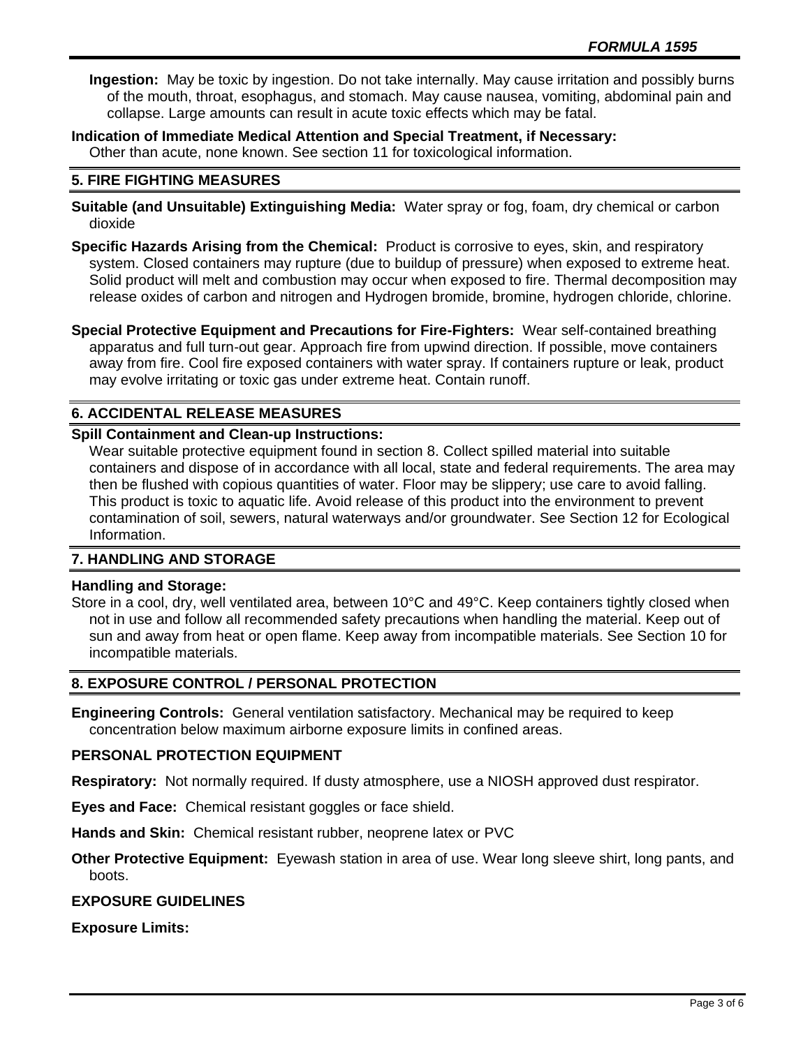**Ingestion:** May be toxic by ingestion. Do not take internally. May cause irritation and possibly burns of the mouth, throat, esophagus, and stomach. May cause nausea, vomiting, abdominal pain and collapse. Large amounts can result in acute toxic effects which may be fatal.

**Indication of Immediate Medical Attention and Special Treatment, if Necessary:**
Other than acute, none known. See section 11 for toxicological information.

## 5. FIRE FIGHTING MEASURES

**Suitable (and Unsuitable) Extinguishing Media:** Water spray or fog, foam, dry chemical or carbon dioxide

**Specific Hazards Arising from the Chemical:** Product is corrosive to eyes, skin, and respiratory system. Closed containers may rupture (due to buildup of pressure) when exposed to extreme heat. Solid product will melt and combustion may occur when exposed to fire. Thermal decomposition may release oxides of carbon and nitrogen and Hydrogen bromide, bromine, hydrogen chloride, chlorine.

**Special Protective Equipment and Precautions for Fire-Fighters:** Wear self-contained breathing apparatus and full turn-out gear. Approach fire from upwind direction. If possible, move containers away from fire. Cool fire exposed containers with water spray. If containers rupture or leak, product may evolve irritating or toxic gas under extreme heat. Contain runoff.

## 6. ACCIDENTAL RELEASE MEASURES

**Spill Containment and Clean-up Instructions:**
Wear suitable protective equipment found in section 8. Collect spilled material into suitable containers and dispose of in accordance with all local, state and federal requirements. The area may then be flushed with copious quantities of water. Floor may be slippery; use care to avoid falling. This product is toxic to aquatic life. Avoid release of this product into the environment to prevent contamination of soil, sewers, natural waterways and/or groundwater. See Section 12 for Ecological Information.

## 7. HANDLING AND STORAGE

**Handling and Storage:**
Store in a cool, dry, well ventilated area, between 10°C and 49°C. Keep containers tightly closed when not in use and follow all recommended safety precautions when handling the material. Keep out of sun and away from heat or open flame. Keep away from incompatible materials. See Section 10 for incompatible materials.

## 8. EXPOSURE CONTROL / PERSONAL PROTECTION

**Engineering Controls:** General ventilation satisfactory. Mechanical may be required to keep concentration below maximum airborne exposure limits in confined areas.

**PERSONAL PROTECTION EQUIPMENT**

**Respiratory:** Not normally required. If dusty atmosphere, use a NIOSH approved dust respirator.

**Eyes and Face:** Chemical resistant goggles or face shield.

**Hands and Skin:** Chemical resistant rubber, neoprene latex or PVC

**Other Protective Equipment:** Eyewash station in area of use. Wear long sleeve shirt, long pants, and boots.

**EXPOSURE GUIDELINES**

**Exposure Limits:**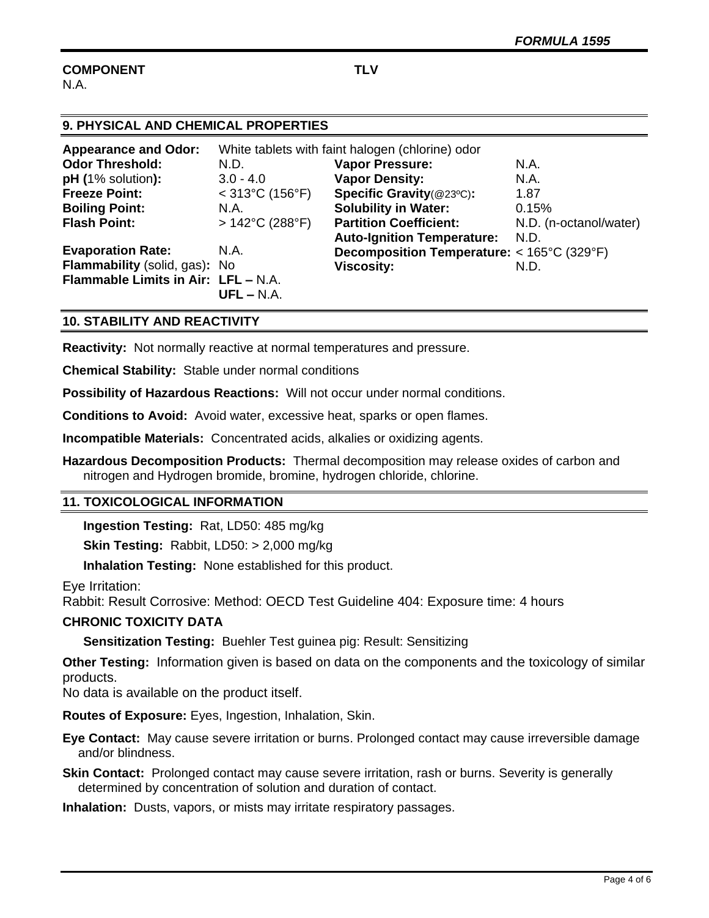| COMPONENT | TLV |
|---|---|
| N.A. | |

## 9. PHYSICAL AND CHEMICAL PROPERTIES

**Appearance and Odor:** White tablets with faint halogen (chlorine) odor

| | | | |
|---|---|---|---|
| **Odor Threshold:** | N.D. | **Vapor Pressure:** | N.A. |
| **pH (**1% solution**):** | 3.0 - 4.0 | **Vapor Density:** | N.A. |
| **Freeze Point:** | < 313°C (156°F) | **Specific Gravity**(@23ºC)**:** | 1.87 |
| **Boiling Point:** | N.A. | **Solubility in Water:** | 0.15% |
| **Flash Point:** | > 142°C (288°F) | **Partition Coefficient:** | N.D. (n-octanol/water) |
| | | **Auto-Ignition Temperature:** | N.D. |
| **Evaporation Rate:** | N.A. | **Decomposition Temperature:** | < 165°C (329°F) |
| **Flammability** (solid, gas)**:** | No | **Viscosity:** | N.D. |
| **Flammable Limits in Air:** | **LFL –** N.A. **UFL –** N.A. | | |

## 10. STABILITY AND REACTIVITY

**Reactivity:** Not normally reactive at normal temperatures and pressure.

**Chemical Stability:** Stable under normal conditions

**Possibility of Hazardous Reactions:** Will not occur under normal conditions.

**Conditions to Avoid:** Avoid water, excessive heat, sparks or open flames.

**Incompatible Materials:** Concentrated acids, alkalies or oxidizing agents.

**Hazardous Decomposition Products:** Thermal decomposition may release oxides of carbon and nitrogen and Hydrogen bromide, bromine, hydrogen chloride, chlorine.

## 11. TOXICOLOGICAL INFORMATION

**Ingestion Testing:** Rat, LD50: 485 mg/kg

**Skin Testing:** Rabbit, LD50: > 2,000 mg/kg

**Inhalation Testing:** None established for this product.

Eye Irritation:
Rabbit: Result Corrosive: Method: OECD Test Guideline 404: Exposure time: 4 hours

**CHRONIC TOXICITY DATA**

**Sensitization Testing:** Buehler Test guinea pig: Result: Sensitizing

**Other Testing:** Information given is based on data on the components and the toxicology of similar products.
No data is available on the product itself.

**Routes of Exposure:** Eyes, Ingestion, Inhalation, Skin.

**Eye Contact:** May cause severe irritation or burns. Prolonged contact may cause irreversible damage and/or blindness.

**Skin Contact:** Prolonged contact may cause severe irritation, rash or burns. Severity is generally determined by concentration of solution and duration of contact.

**Inhalation:** Dusts, vapors, or mists may irritate respiratory passages.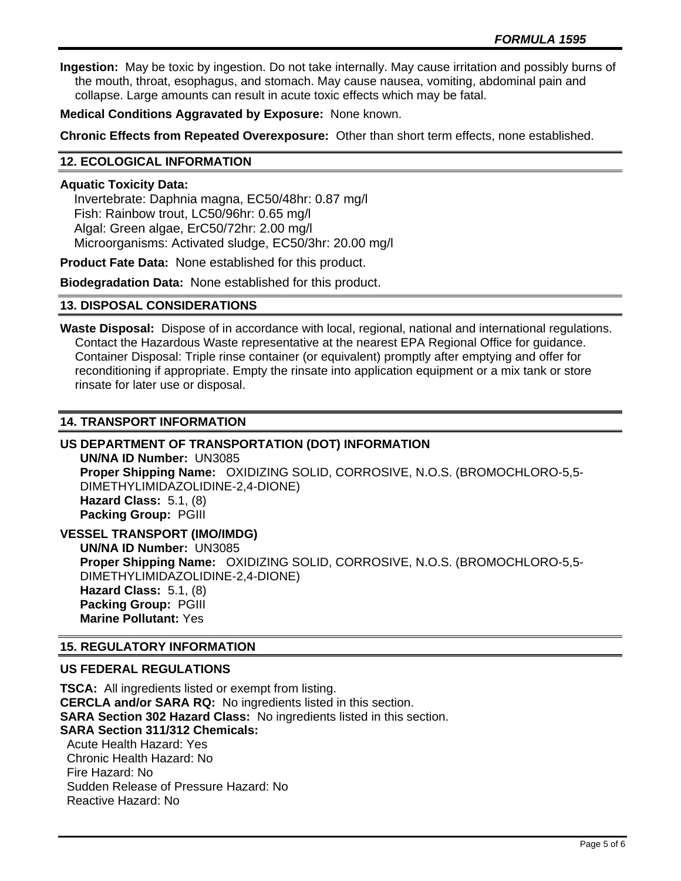**Ingestion:** May be toxic by ingestion. Do not take internally. May cause irritation and possibly burns of the mouth, throat, esophagus, and stomach. May cause nausea, vomiting, abdominal pain and collapse. Large amounts can result in acute toxic effects which may be fatal.

**Medical Conditions Aggravated by Exposure:** None known.

**Chronic Effects from Repeated Overexposure:** Other than short term effects, none established.

## 12. ECOLOGICAL INFORMATION

**Aquatic Toxicity Data:**
Invertebrate: Daphnia magna, EC50/48hr: 0.87 mg/l
Fish: Rainbow trout, LC50/96hr: 0.65 mg/l
Algal: Green algae, ErC50/72hr: 2.00 mg/l
Microorganisms: Activated sludge, EC50/3hr: 20.00 mg/l

**Product Fate Data:** None established for this product.

**Biodegradation Data:** None established for this product.

## 13. DISPOSAL CONSIDERATIONS

**Waste Disposal:** Dispose of in accordance with local, regional, national and international regulations. Contact the Hazardous Waste representative at the nearest EPA Regional Office for guidance. Container Disposal: Triple rinse container (or equivalent) promptly after emptying and offer for reconditioning if appropriate. Empty the rinsate into application equipment or a mix tank or store rinsate for later use or disposal.

## 14. TRANSPORT INFORMATION

### US DEPARTMENT OF TRANSPORTATION (DOT) INFORMATION

**UN/NA ID Number:** UN3085
**Proper Shipping Name:** OXIDIZING SOLID, CORROSIVE, N.O.S. (BROMOCHLORO-5,5-DIMETHYLIMIDAZOLIDINE-2,4-DIONE)
**Hazard Class:** 5.1, (8)
**Packing Group:** PGIII

### VESSEL TRANSPORT (IMO/IMDG)

**UN/NA ID Number:** UN3085
**Proper Shipping Name:** OXIDIZING SOLID, CORROSIVE, N.O.S. (BROMOCHLORO-5,5-DIMETHYLIMIDAZOLIDINE-2,4-DIONE)
**Hazard Class:** 5.1, (8)
**Packing Group:** PGIII
**Marine Pollutant:** Yes

## 15. REGULATORY INFORMATION

### US FEDERAL REGULATIONS

**TSCA:** All ingredients listed or exempt from listing.
**CERCLA and/or SARA RQ:** No ingredients listed in this section.
**SARA Section 302 Hazard Class:** No ingredients listed in this section.
**SARA Section 311/312 Chemicals:**
Acute Health Hazard: Yes
Chronic Health Hazard: No
Fire Hazard: No
Sudden Release of Pressure Hazard: No
Reactive Hazard: No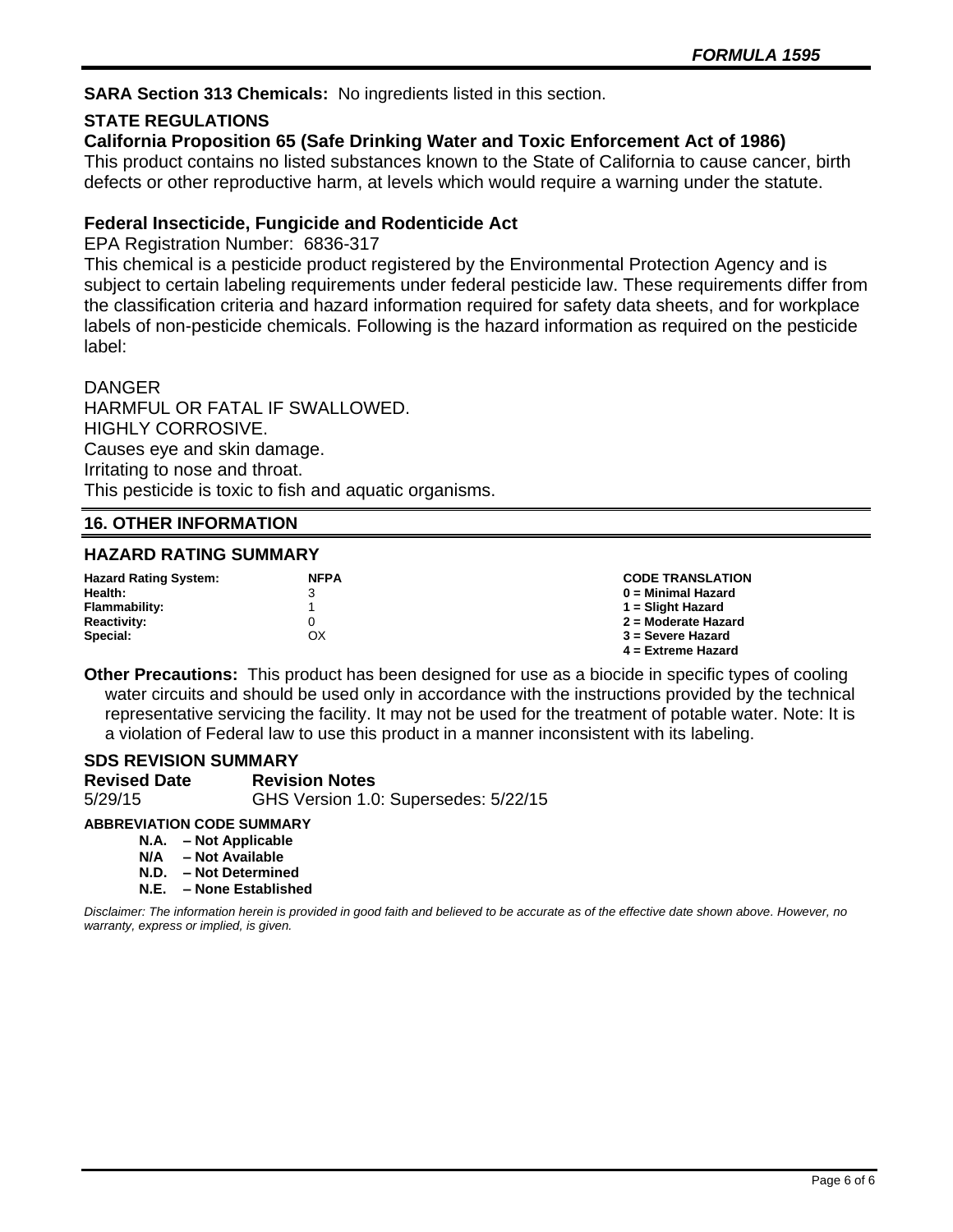**SARA Section 313 Chemicals:** No ingredients listed in this section.

## STATE REGULATIONS

### California Proposition 65 (Safe Drinking Water and Toxic Enforcement Act of 1986)

This product contains no listed substances known to the State of California to cause cancer, birth defects or other reproductive harm, at levels which would require a warning under the statute.

### Federal Insecticide, Fungicide and Rodenticide Act

EPA Registration Number: 6836-317

This chemical is a pesticide product registered by the Environmental Protection Agency and is subject to certain labeling requirements under federal pesticide law. These requirements differ from the classification criteria and hazard information required for safety data sheets, and for workplace labels of non-pesticide chemicals. Following is the hazard information as required on the pesticide label:

DANGER
HARMFUL OR FATAL IF SWALLOWED.
HIGHLY CORROSIVE.
Causes eye and skin damage.
Irritating to nose and throat.
This pesticide is toxic to fish and aquatic organisms.

## 16. OTHER INFORMATION

## HAZARD RATING SUMMARY

| Hazard Rating System: | NFPA | CODE TRANSLATION |
|---|---|---|
| Health: | 3 | 0 = Minimal Hazard |
| Flammability: | 1 | 1 = Slight Hazard |
| Reactivity: | 0 | 2 = Moderate Hazard |
| Special: | OX | 3 = Severe Hazard |
| | | 4 = Extreme Hazard |

**Other Precautions:** This product has been designed for use as a biocide in specific types of cooling water circuits and should be used only in accordance with the instructions provided by the technical representative servicing the facility. It may not be used for the treatment of potable water. Note: It is a violation of Federal law to use this product in a manner inconsistent with its labeling.

## SDS REVISION SUMMARY

| Revised Date | Revision Notes |
|---|---|
| 5/29/15 | GHS Version 1.0: Supersedes: 5/22/15 |

**ABBREVIATION CODE SUMMARY**

- **N.A. – Not Applicable**
- **N/A – Not Available**
- **N.D. – Not Determined**
- **N.E. – None Established**

*Disclaimer: The information herein is provided in good faith and believed to be accurate as of the effective date shown above. However, no warranty, express or implied, is given.*